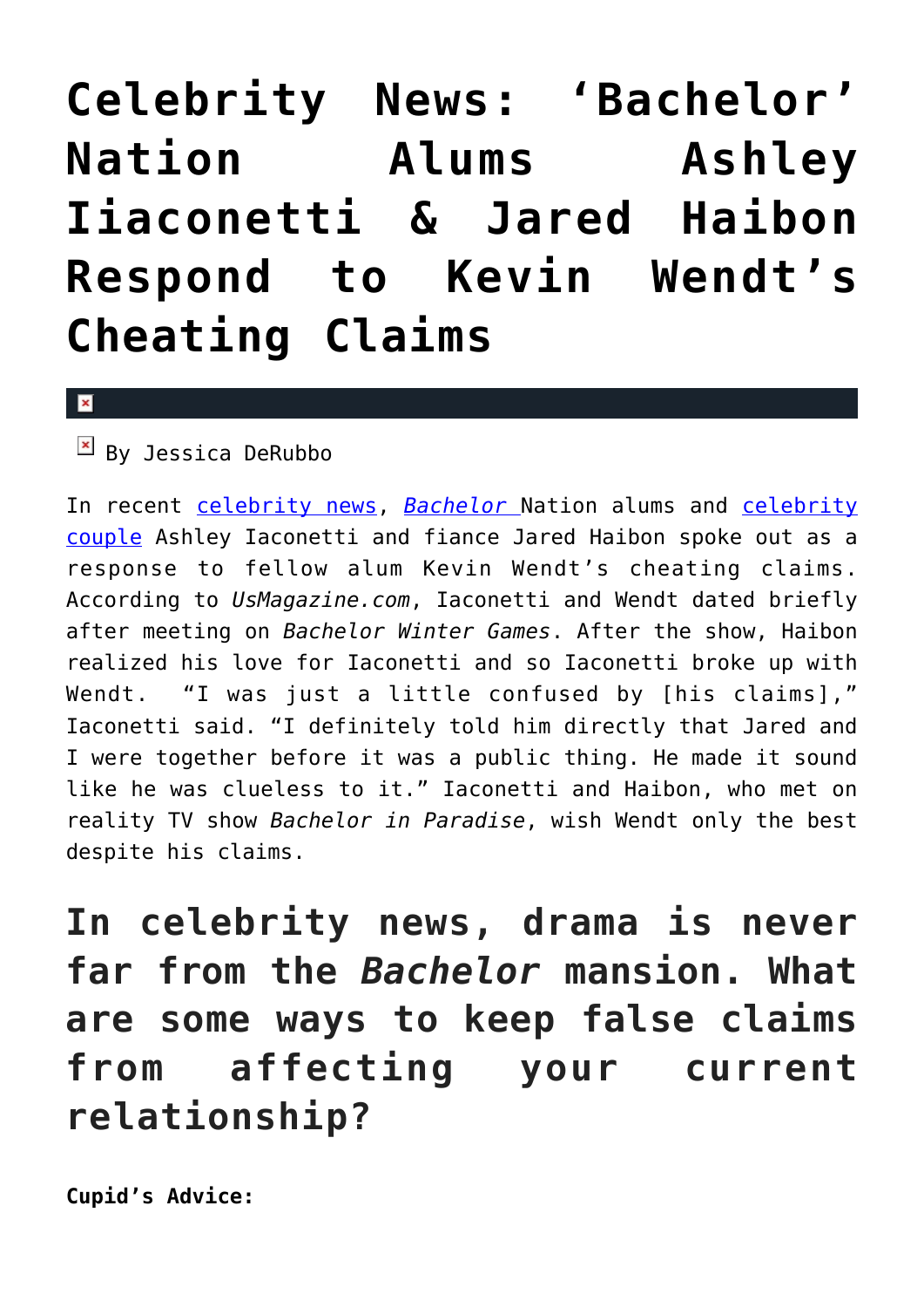# Celebrity News: 'Bachelor' Nation Alums Ashley Iiaconetti & Jared Haibon Respond to Kevin Wendt's Cheating Claims

By Jessica DeRubbo

In recent celebrity news, *Bachelor* Nation alums and celebrity couple Ashley Iaconetti and fiance Jared Haibon spoke out as a response to fellow alum Kevin Wendt's cheating claims. According to *UsMagazine.com*, Iaconetti and Wendt dated briefly after meeting on *Bachelor Winter Games*. After the show, Haibon realized his love for Iaconetti and so Iaconetti broke up with Wendt. "I was just a little confused by [his claims]," Iaconetti said. "I definitely told him directly that Jared and I were together before it was a public thing. He made it sound like he was clueless to it." Iaconetti and Haibon, who met on reality TV show *Bachelor in Paradise*, wish Wendt only the best despite his claims.

## In celebrity news, drama is never far from the *Bachelor* mansion. What are some ways to keep false claims from affecting your current relationship?

**Cupid's Advice:**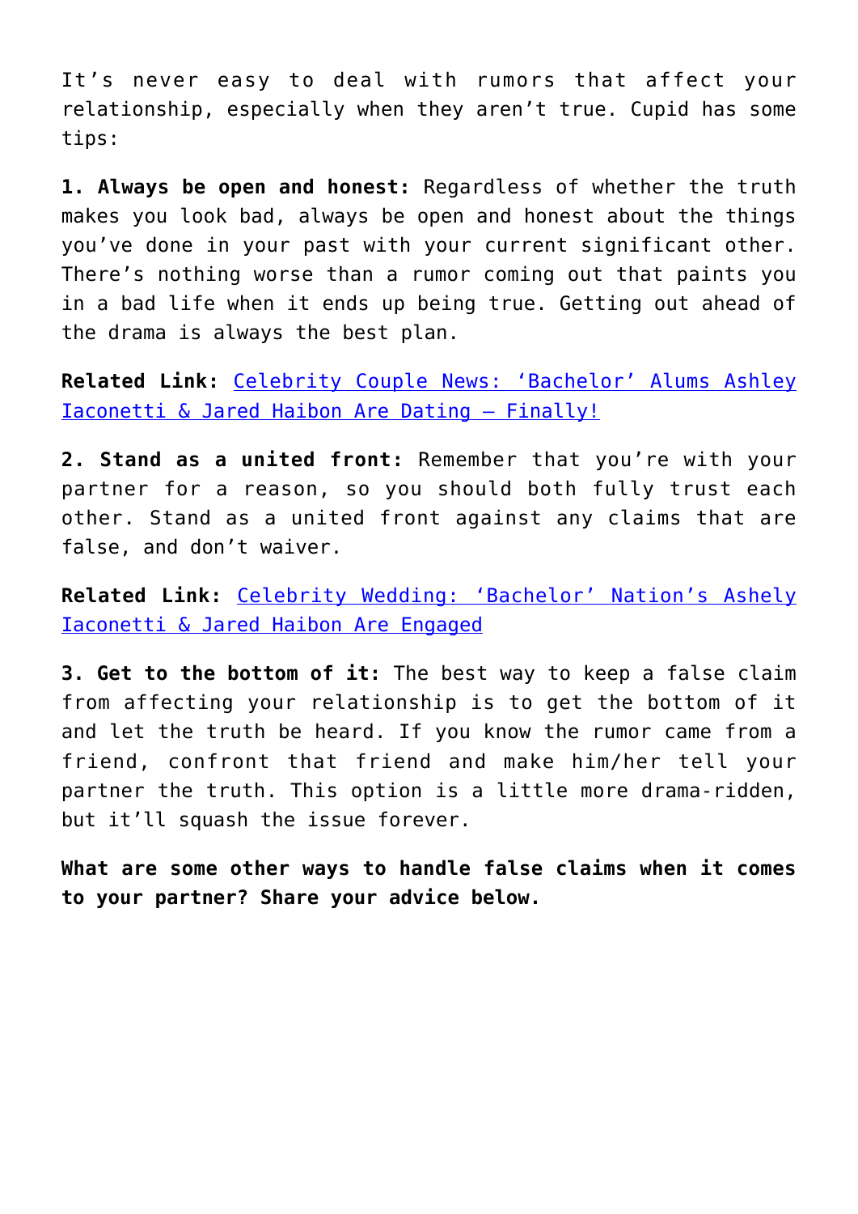It’s never easy to deal with rumors that affect your relationship, especially when they aren’t true. Cupid has some tips:

**1. Always be open and honest:** Regardless of whether the truth makes you look bad, always be open and honest about the things you’ve done in your past with your current significant other. There’s nothing worse than a rumor coming out that paints you in a bad life when it ends up being true. Getting out ahead of the drama is always the best plan.

**Related Link:** [Celebrity Couple News: ‘Bachelor’ Alums Ashley Iaconetti & Jared Haibon Are Dating — Finally!]()

**2. Stand as a united front:** Remember that you’re with your partner for a reason, so you should both fully trust each other. Stand as a united front against any claims that are false, and don’t waiver.

**Related Link:** [Celebrity Wedding: ‘Bachelor’ Nation’s Ashely Iaconetti & Jared Haibon Are Engaged]()

**3. Get to the bottom of it:** The best way to keep a false claim from affecting your relationship is to get the bottom of it and let the truth be heard. If you know the rumor came from a friend, confront that friend and make him/her tell your partner the truth. This option is a little more drama-ridden, but it’ll squash the issue forever.

**What are some other ways to handle false claims when it comes to your partner? Share your advice below.**